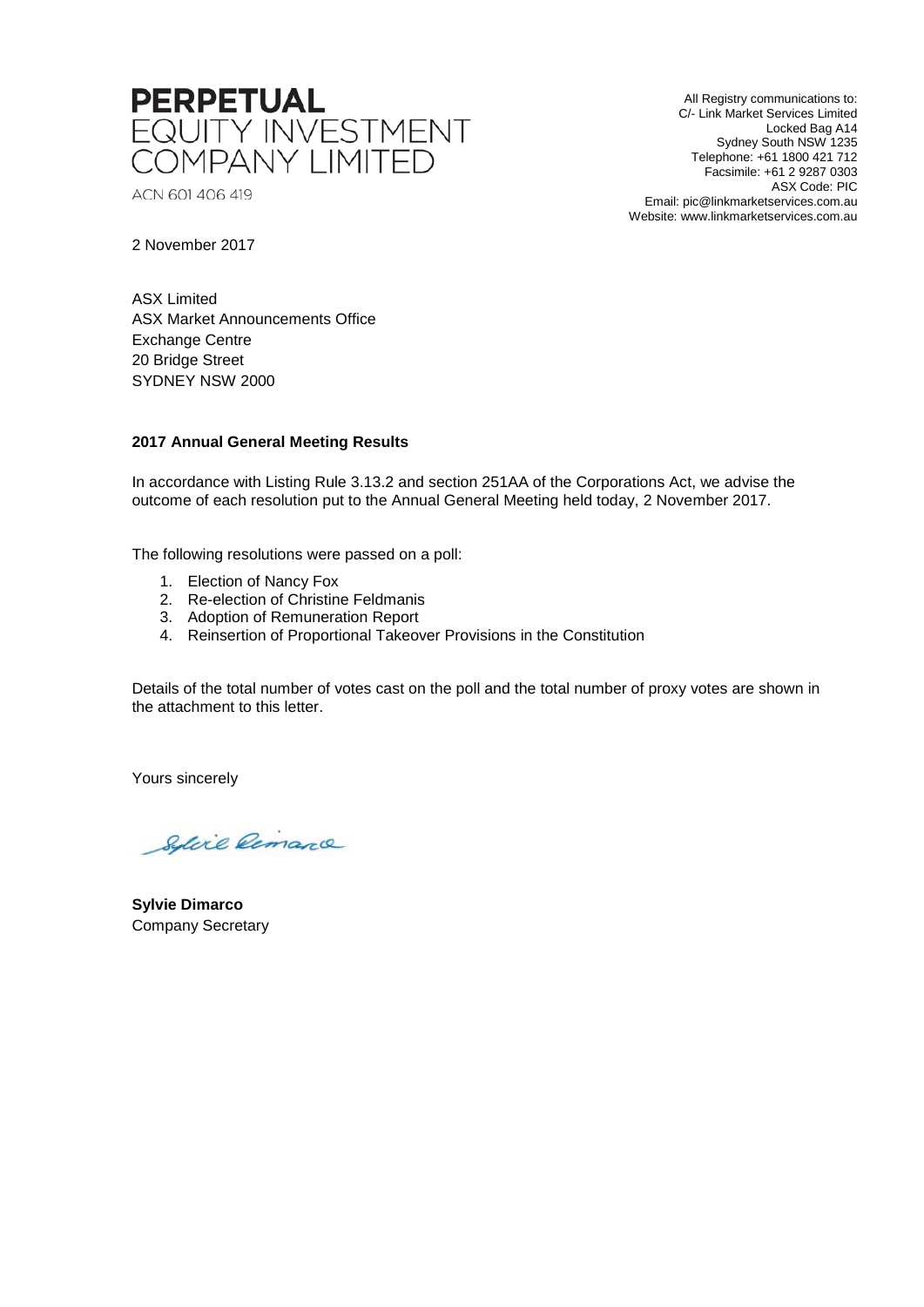# PERPETUAL
EQUITY INVESTMENT
COMPANY LIMITED

ACN 601 406 419

All Registry communications to:
C/- Link Market Services Limited
Locked Bag A14
Sydney South NSW 1235
Telephone: +61 1800 421 712
Facsimile: +61 2 9287 0303
ASX Code: PIC
Email: pic@linkmarketservices.com.au
Website: www.linkmarketservices.com.au

2 November 2017

ASX Limited
ASX Market Announcements Office
Exchange Centre
20 Bridge Street
SYDNEY NSW 2000

**2017 Annual General Meeting Results**

In accordance with Listing Rule 3.13.2 and section 251AA of the Corporations Act, we advise the outcome of each resolution put to the Annual General Meeting held today, 2 November 2017.

The following resolutions were passed on a poll:

1. Election of Nancy Fox
2. Re-election of Christine Feldmanis
3. Adoption of Remuneration Report
4. Reinsertion of Proportional Takeover Provisions in the Constitution

Details of the total number of votes cast on the poll and the total number of proxy votes are shown in the attachment to this letter.

Yours sincerely

**Sylvie Dimarco**
Company Secretary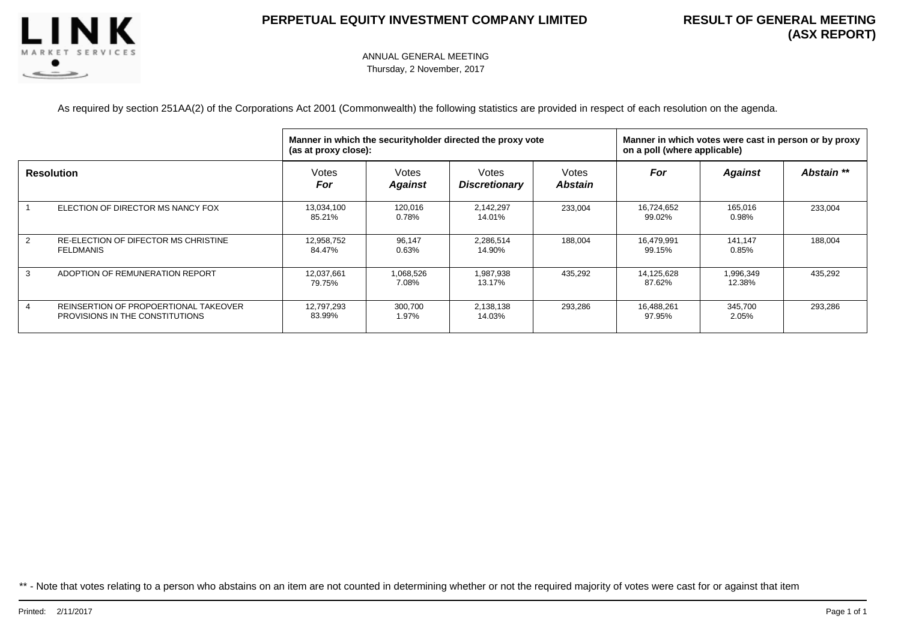# PERPETUAL EQUITY INVESTMENT COMPANY LIMITED

## RESULT OF GENERAL MEETING (ASX REPORT)

ANNUAL GENERAL MEETING
Thursday, 2 November, 2017

As required by section 251AA(2) of the Corporations Act 2001 (Commonwealth) the following statistics are provided in respect of each resolution on the agenda.

| | | Manner in which the securityholder directed the proxy vote (as at proxy close): | | | | Manner in which votes were cast in person or by proxy on a poll (where applicable) | | |
|---|---|---|---|---|---|---|---|---|
| **Resolution** | | Votes ***For*** | Votes ***Against*** | Votes ***Discretionary*** | Votes ***Abstain*** | ***For*** | ***Against*** | ***Abstain \*\**** |
| 1 | ELECTION OF DIRECTOR MS NANCY FOX | 13,034,100<br>85.21% | 120,016<br>0.78% | 2,142,297<br>14.01% | 233,004 | 16,724,652<br>99.02% | 165,016<br>0.98% | 233,004 |
| 2 | RE-ELECTION OF DIFECTOR MS CHRISTINE FELDMANIS | 12,958,752<br>84.47% | 96,147<br>0.63% | 2,286,514<br>14.90% | 188,004 | 16,479,991<br>99.15% | 141,147<br>0.85% | 188,004 |
| 3 | ADOPTION OF REMUNERATION REPORT | 12,037,661<br>79.75% | 1,068,526<br>7.08% | 1,987,938<br>13.17% | 435,292 | 14,125,628<br>87.62% | 1,996,349<br>12.38% | 435,292 |
| 4 | REINSERTION OF PROPOERTIONAL TAKEOVER PROVISIONS IN THE CONSTITUTIONS | 12,797,293<br>83.99% | 300,700<br>1.97% | 2,138,138<br>14.03% | 293,286 | 16,488,261<br>97.95% | 345,700<br>2.05% | 293,286 |

** - Note that votes relating to a person who abstains on an item are not counted in determining whether or not the required majority of votes were cast for or against that item

Printed: 2/11/2017